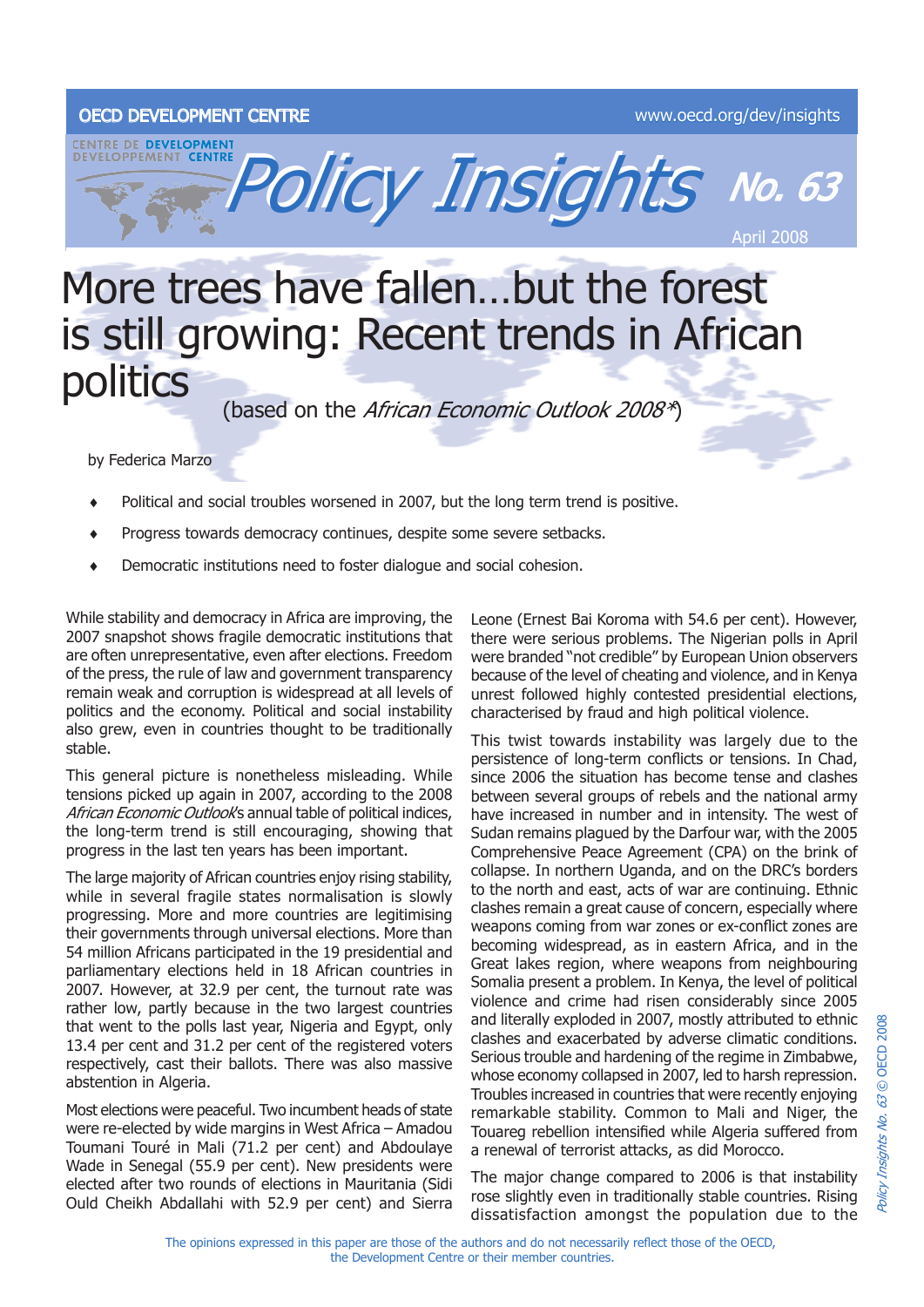OECD DEVELOPMENT CENTRE

www.oecd.org/dev/insights

# Policy Insights No. 63

April 2008

# More trees have fallen…but the forest is still growing: Recent trends in African politics

(based on the *African Economic Outlook 2008\**)

by Federica Marzo

- Political and social troubles worsened in 2007, but the long term trend is positive.
- Progress towards democracy continues, despite some severe setbacks.
- Democratic institutions need to foster dialogue and social cohesion.

While stability and democracy in Africa are improving, the 2007 snapshot shows fragile democratic institutions that are often unrepresentative, even after elections. Freedom of the press, the rule of law and government transparency remain weak and corruption is widespread at all levels of politics and the economy. Political and social instability also grew, even in countries thought to be traditionally stable.

This general picture is nonetheless misleading. While tensions picked up again in 2007, according to the 2008 *African Economic Outlook*'s annual table of political indices, the long-term trend is still encouraging, showing that progress in the last ten years has been important.

The large majority of African countries enjoy rising stability, while in several fragile states normalisation is slowly progressing. More and more countries are legitimising their governments through universal elections. More than 54 million Africans participated in the 19 presidential and parliamentary elections held in 18 African countries in 2007. However, at 32.9 per cent, the turnout rate was rather low, partly because in the two largest countries that went to the polls last year, Nigeria and Egypt, only 13.4 per cent and 31.2 per cent of the registered voters respectively, cast their ballots. There was also massive abstention in Algeria.

Most elections were peaceful. Two incumbent heads of state were re-elected by wide margins in West Africa – Amadou Toumani Touré in Mali (71.2 per cent) and Abdoulaye Wade in Senegal (55.9 per cent). New presidents were elected after two rounds of elections in Mauritania (Sidi Ould Cheikh Abdallahi with 52.9 per cent) and Sierra Leone (Ernest Bai Koroma with 54.6 per cent). However, there were serious problems. The Nigerian polls in April were branded "not credible" by European Union observers because of the level of cheating and violence, and in Kenya unrest followed highly contested presidential elections, characterised by fraud and high political violence.

This twist towards instability was largely due to the persistence of long-term conflicts or tensions. In Chad, since 2006 the situation has become tense and clashes between several groups of rebels and the national army have increased in number and in intensity. The west of Sudan remains plagued by the Darfour war, with the 2005 Comprehensive Peace Agreement (CPA) on the brink of collapse. In northern Uganda, and on the DRC's borders to the north and east, acts of war are continuing. Ethnic clashes remain a great cause of concern, especially where weapons coming from war zones or ex-conflict zones are becoming widespread, as in eastern Africa, and in the Great lakes region, where weapons from neighbouring Somalia present a problem. In Kenya, the level of political violence and crime had risen considerably since 2005 and literally exploded in 2007, mostly attributed to ethnic clashes and exacerbated by adverse climatic conditions. Serious trouble and hardening of the regime in Zimbabwe, whose economy collapsed in 2007, led to harsh repression. Troubles increased in countries that were recently enjoying remarkable stability. Common to Mali and Niger, the Touareg rebellion intensified while Algeria suffered from a renewal of terrorist attacks, as did Morocco.

The major change compared to 2006 is that instability rose slightly even in traditionally stable countries. Rising dissatisfaction amongst the population due to the

The opinions expressed in this paper are those of the authors and do not necessarily reflect those of the OECD, the Development Centre or their member countries.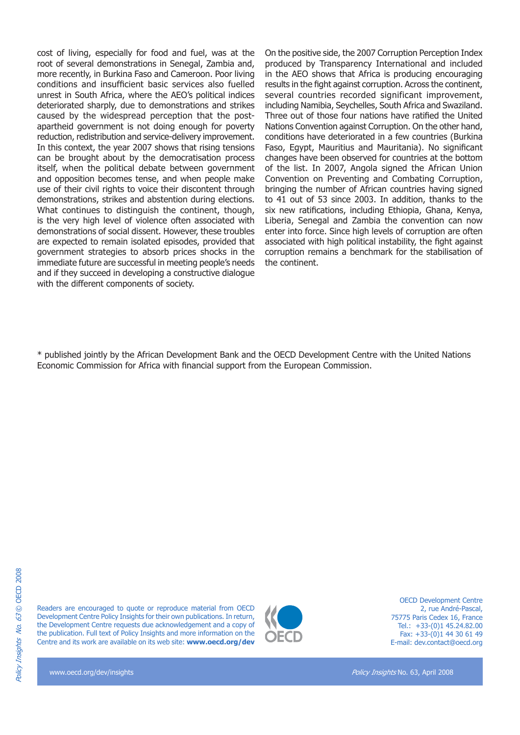cost of living, especially for food and fuel, was at the root of several demonstrations in Senegal, Zambia and, more recently, in Burkina Faso and Cameroon. Poor living conditions and insufficient basic services also fuelled unrest in South Africa, where the AEO's political indices deteriorated sharply, due to demonstrations and strikes caused by the widespread perception that the post-apartheid government is not doing enough for poverty reduction, redistribution and service-delivery improvement. In this context, the year 2007 shows that rising tensions can be brought about by the democratisation process itself, when the political debate between government and opposition becomes tense, and when people make use of their civil rights to voice their discontent through demonstrations, strikes and abstention during elections. What continues to distinguish the continent, though, is the very high level of violence often associated with demonstrations of social dissent. However, these troubles are expected to remain isolated episodes, provided that government strategies to absorb prices shocks in the immediate future are successful in meeting people's needs and if they succeed in developing a constructive dialogue with the different components of society.

On the positive side, the 2007 Corruption Perception Index produced by Transparency International and included in the AEO shows that Africa is producing encouraging results in the fight against corruption. Across the continent, several countries recorded significant improvement, including Namibia, Seychelles, South Africa and Swaziland. Three out of those four nations have ratified the United Nations Convention against Corruption. On the other hand, conditions have deteriorated in a few countries (Burkina Faso, Egypt, Mauritius and Mauritania). No significant changes have been observed for countries at the bottom of the list. In 2007, Angola signed the African Union Convention on Preventing and Combating Corruption, bringing the number of African countries having signed to 41 out of 53 since 2003. In addition, thanks to the six new ratifications, including Ethiopia, Ghana, Kenya, Liberia, Senegal and Zambia the convention can now enter into force. Since high levels of corruption are often associated with high political instability, the fight against corruption remains a benchmark for the stabilisation of the continent.

* published jointly by the African Development Bank and the OECD Development Centre with the United Nations Economic Commission for Africa with financial support from the European Commission.

Readers are encouraged to quote or reproduce material from OECD Development Centre Policy Insights for their own publications. In return, the Development Centre requests due acknowledgement and a copy of the publication. Full text of Policy Insights and more information on the Centre and its work are available on its web site: **www.oecd.org/dev**

OECD Development Centre
2, rue André-Pascal,
75775 Paris Cedex 16, France
Tel.: +33-(0)1 45.24.82.00
Fax: +33-(0)1 44 30 61 49
E-mail: dev.contact@oecd.org

www.oecd.org/dev/insights

*Policy Insights* No. 63, April 2008

*Policy Insights No. 63* © OECD 2008